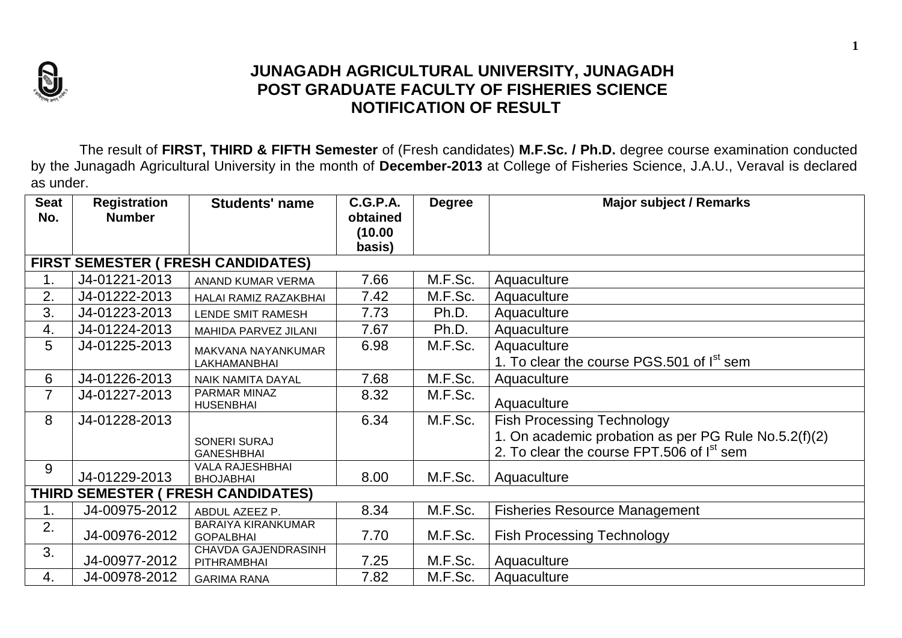# JUNAGADH AGRICULTURAL UNIVERSITY, JUNAGADH
## POST GRADUATE FACULTY OF FISHERIES SCIENCE
## NOTIFICATION OF RESULT

The result of **FIRST, THIRD & FIFTH Semester** of (Fresh candidates) **M.F.Sc. / Ph.D.** degree course examination conducted by the Junagadh Agricultural University in the month of **December-2013** at College of Fisheries Science, J.A.U., Veraval is declared as under.

| Seat No. | Registration Number | Students' name | C.G.P.A. obtained (10.00 basis) | Degree | Major subject / Remarks |
|---|---|---|---|---|---|
| **FIRST SEMESTER ( FRESH CANDIDATES)** | | | | | |
| 1. | J4-01221-2013 | ANAND KUMAR VERMA | 7.66 | M.F.Sc. | Aquaculture |
| 2. | J4-01222-2013 | HALAI RAMIZ RAZAKBHAI | 7.42 | M.F.Sc. | Aquaculture |
| 3. | J4-01223-2013 | LENDE SMIT RAMESH | 7.73 | Ph.D. | Aquaculture |
| 4. | J4-01224-2013 | MAHIDA PARVEZ JILANI | 7.67 | Ph.D. | Aquaculture |
| 5 | J4-01225-2013 | MAKVANA NAYANKUMAR LAKHAMANBHAI | 6.98 | M.F.Sc. | Aquaculture<br>1. To clear the course PGS.501 of I[st] sem |
| 6 | J4-01226-2013 | NAIK NAMITA DAYAL | 7.68 | M.F.Sc. | Aquaculture |
| 7 | J4-01227-2013 | PARMAR MINAZ HUSENBHAI | 8.32 | M.F.Sc. | Aquaculture |
| 8 | J4-01228-2013 | SONERI SURAJ GANESHBHAI | 6.34 | M.F.Sc. | Fish Processing Technology<br>1. On academic probation as per PG Rule No.5.2(f)(2)<br>2. To clear the course FPT.506 of I[st] sem |
| 9 | J4-01229-2013 | VALA RAJESHBHAI BHOJABHAI | 8.00 | M.F.Sc. | Aquaculture |
| **THIRD SEMESTER ( FRESH CANDIDATES)** | | | | | |
| 1. | J4-00975-2012 | ABDUL AZEEZ P. | 8.34 | M.F.Sc. | Fisheries Resource Management |
| 2. | J4-00976-2012 | BARAIYA KIRANKUMAR GOPALBHAI | 7.70 | M.F.Sc. | Fish Processing Technology |
| 3. | J4-00977-2012 | CHAVDA GAJENDRASINH PITHRAMBHAI | 7.25 | M.F.Sc. | Aquaculture |
| 4. | J4-00978-2012 | GARIMA RANA | 7.82 | M.F.Sc. | Aquaculture |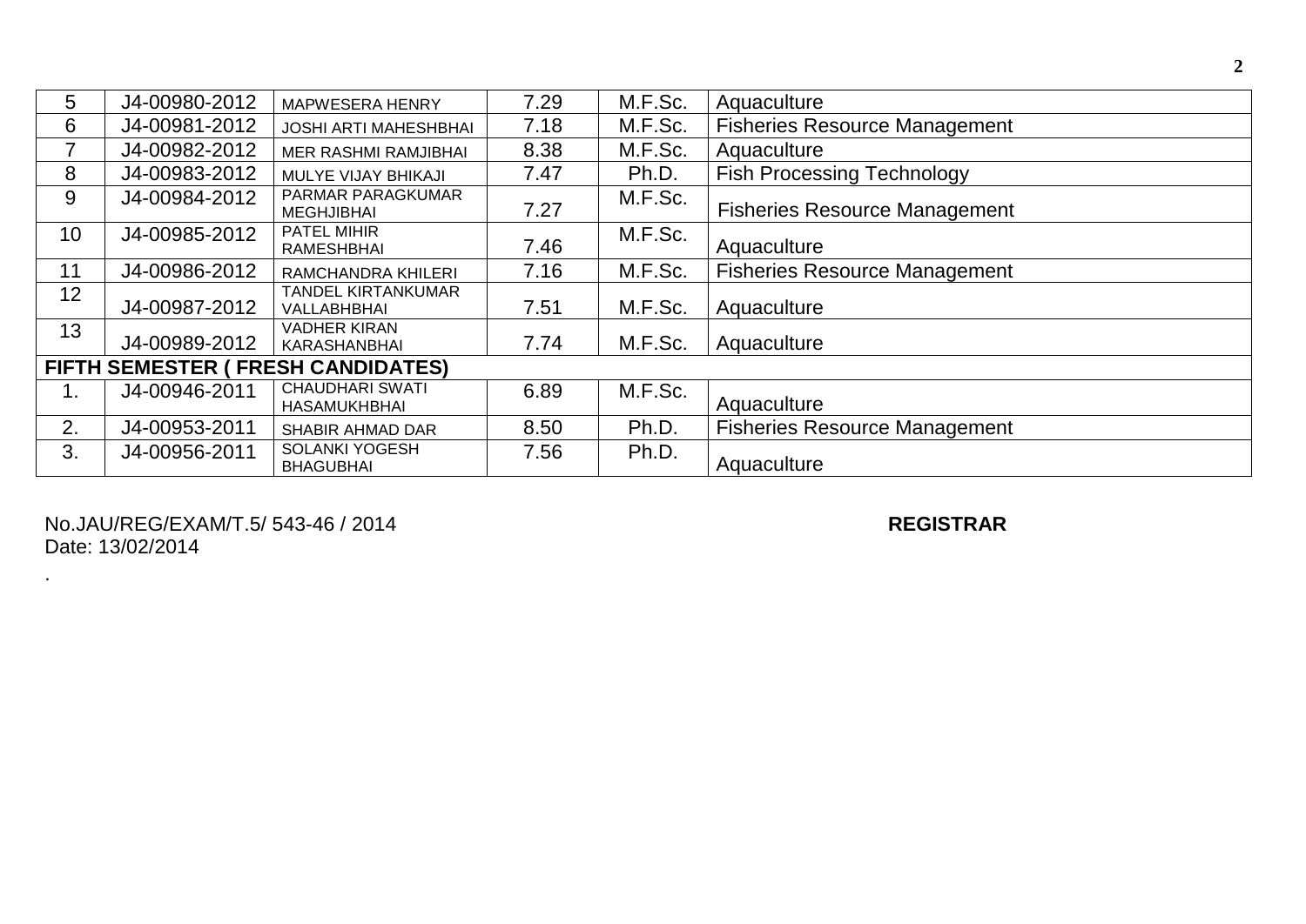| | | | | | |
|---|---|---|---|---|---|
| 5 | J4-00980-2012 | MAPWESERA HENRY | 7.29 | M.F.Sc. | Aquaculture |
| 6 | J4-00981-2012 | JOSHI ARTI MAHESHBHAI | 7.18 | M.F.Sc. | Fisheries Resource Management |
| 7 | J4-00982-2012 | MER RASHMI RAMJIBHAI | 8.38 | M.F.Sc. | Aquaculture |
| 8 | J4-00983-2012 | MULYE VIJAY BHIKAJI | 7.47 | Ph.D. | Fish Processing Technology |
| 9 | J4-00984-2012 | PARMAR PARAGKUMAR MEGHJIBHAI | 7.27 | M.F.Sc. | Fisheries Resource Management |
| 10 | J4-00985-2012 | PATEL MIHIR RAMESHBHAI | 7.46 | M.F.Sc. | Aquaculture |
| 11 | J4-00986-2012 | RAMCHANDRA KHILERI | 7.16 | M.F.Sc. | Fisheries Resource Management |
| 12 | J4-00987-2012 | TANDEL KIRTANKUMAR VALLABHBHAI | 7.51 | M.F.Sc. | Aquaculture |
| 13 | J4-00989-2012 | VADHER KIRAN KARASHANBHAI | 7.74 | M.F.Sc. | Aquaculture |
| **FIFTH SEMESTER ( FRESH CANDIDATES)** | | | | | |
| 1. | J4-00946-2011 | CHAUDHARI SWATI HASAMUKHBHAI | 6.89 | M.F.Sc. | Aquaculture |
| 2. | J4-00953-2011 | SHABIR AHMAD DAR | 8.50 | Ph.D. | Fisheries Resource Management |
| 3. | J4-00956-2011 | SOLANKI YOGESH BHAGUBHAI | 7.56 | Ph.D. | Aquaculture |

No.JAU/REG/EXAM/T.5/ 543-46 / 2014

Date: 13/02/2014

**REGISTRAR**

.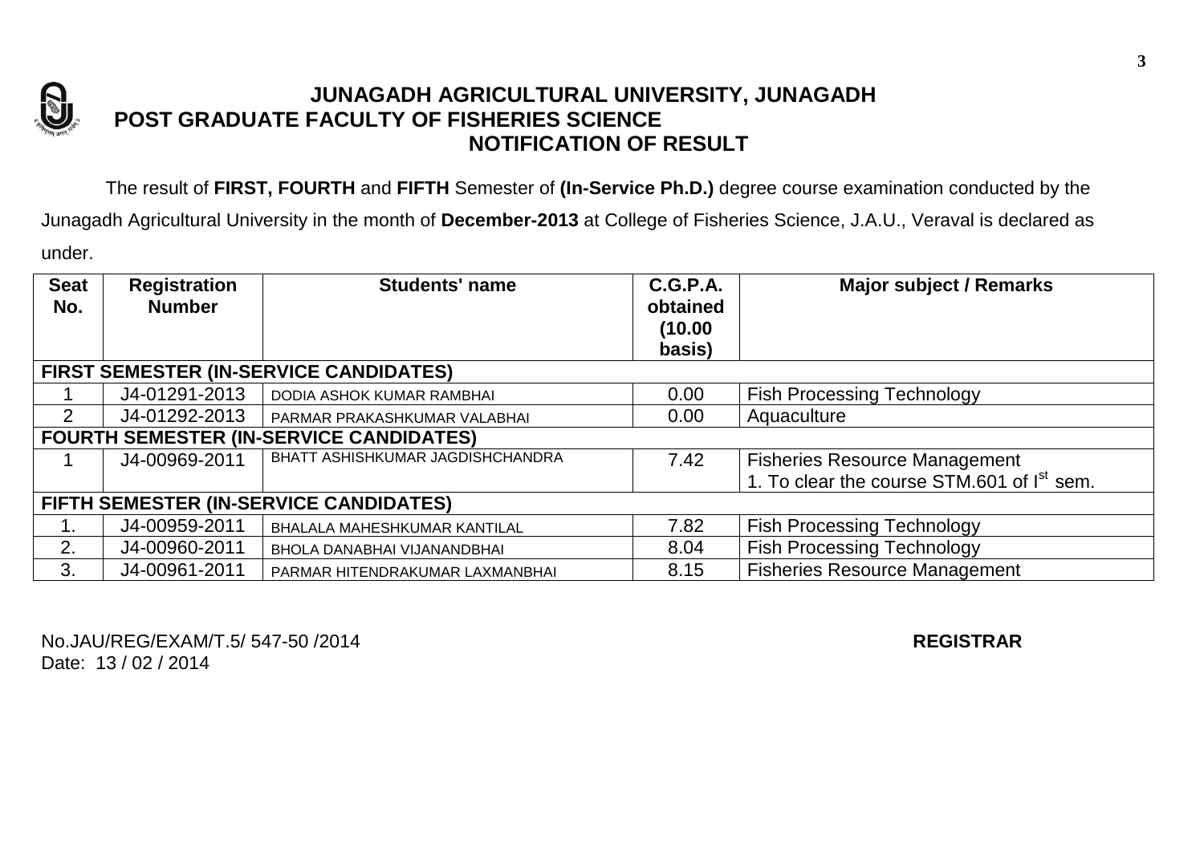# JUNAGADH AGRICULTURAL UNIVERSITY, JUNAGADH

## POST GRADUATE FACULTY OF FISHERIES SCIENCE

## NOTIFICATION OF RESULT

The result of **FIRST, FOURTH** and **FIFTH** Semester of **(In-Service Ph.D.)** degree course examination conducted by the Junagadh Agricultural University in the month of **December-2013** at College of Fisheries Science, J.A.U., Veraval is declared as under.

| Seat No. | Registration Number | Students' name | C.G.P.A. obtained (10.00 basis) | Major subject / Remarks |
|---|---|---|---|---|
| **FIRST SEMESTER (IN-SERVICE CANDIDATES)** | | | | |
| 1 | J4-01291-2013 | DODIA ASHOK KUMAR RAMBHAI | 0.00 | Fish Processing Technology |
| 2 | J4-01292-2013 | PARMAR PRAKASHKUMAR VALABHAI | 0.00 | Aquaculture |
| **FOURTH SEMESTER (IN-SERVICE CANDIDATES)** | | | | |
| 1 | J4-00969-2011 | BHATT ASHISHKUMAR JAGDISHCHANDRA | 7.42 | Fisheries Resource Management<br>1. To clear the course STM.601 of I[st] sem. |
| **FIFTH SEMESTER (IN-SERVICE CANDIDATES)** | | | | |
| 1. | J4-00959-2011 | BHALALA MAHESHKUMAR KANTILAL | 7.82 | Fish Processing Technology |
| 2. | J4-00960-2011 | BHOLA DANABHAI VIJANANDBHAI | 8.04 | Fish Processing Technology |
| 3. | J4-00961-2011 | PARMAR HITENDRAKUMAR LAXMANBHAI | 8.15 | Fisheries Resource Management |

No.JAU/REG/EXAM/T.5/ 547-50 /2014  
Date: 13 / 02 / 2014

**REGISTRAR**